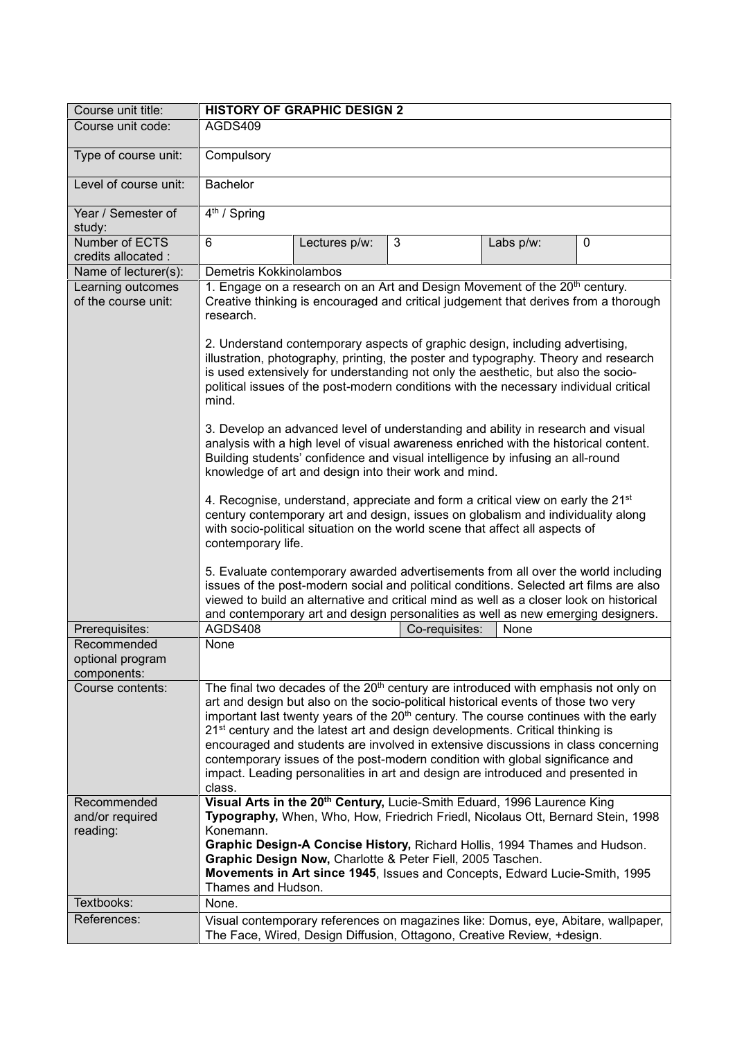| Course unit title: | **HISTORY OF GRAPHIC DESIGN 2** | | | | |
|---|---|---|---|---|---|
| Course unit code: | AGDS409 | | | | |
| Type of course unit: | Compulsory | | | | |
| Level of course unit: | Bachelor | | | | |
| Year / Semester of study: | 4th / Spring | | | | |
| Number of ECTS credits allocated : | 6 | Lectures p/w: | 3 | Labs p/w: | 0 |
| Name of lecturer(s): | Demetris Kokkinolambos | | | | |
| Learning outcomes of the course unit: | 1. Engage on a research on an Art and Design Movement of the 20th century. Creative thinking is encouraged and critical judgement that derives from a thorough research.<br><br>2. Understand contemporary aspects of graphic design, including advertising, illustration, photography, printing, the poster and typography. Theory and research is used extensively for understanding not only the aesthetic, but also the socio-political issues of the post-modern conditions with the necessary individual critical mind.<br><br>3. Develop an advanced level of understanding and ability in research and visual analysis with a high level of visual awareness enriched with the historical content. Building students' confidence and visual intelligence by infusing an all-round knowledge of art and design into their work and mind.<br><br>4. Recognise, understand, appreciate and form a critical view on early the 21st century contemporary art and design, issues on globalism and individuality along with socio-political situation on the world scene that affect all aspects of contemporary life.<br><br>5. Evaluate contemporary awarded advertisements from all over the world including issues of the post-modern social and political conditions. Selected art films are also viewed to build an alternative and critical mind as well as a closer look on historical and contemporary art and design personalities as well as new emerging designers. | | | | |
| Prerequisites: | AGDS408 | | Co-requisites: | None | |
| Recommended optional program components: | None | | | | |
| Course contents: | The final two decades of the 20th century are introduced with emphasis not only on art and design but also on the socio-political historical events of those two very important last twenty years of the 20th century. The course continues with the early 21st century and the latest art and design developments. Critical thinking is encouraged and students are involved in extensive discussions in class concerning contemporary issues of the post-modern condition with global significance and impact. Leading personalities in art and design are introduced and presented in class. | | | | |
| Recommended and/or required reading: | **Visual Arts in the 20th Century,** Lucie-Smith Eduard, 1996 Laurence King<br>**Typography,** When, Who, How, Friedrich Friedl, Nicolaus Ott, Bernard Stein, 1998 Konemann.<br>**Graphic Design-A Concise History,** Richard Hollis, 1994 Thames and Hudson.<br>**Graphic Design Now,** Charlotte & Peter Fiell, 2005 Taschen.<br>**Movements in Art since 1945**, Issues and Concepts, Edward Lucie-Smith, 1995 Thames and Hudson. | | | | |
| Textbooks: | None. | | | | |
| References: | Visual contemporary references on magazines like: Domus, eye, Abitare, wallpaper, The Face, Wired, Design Diffusion, Ottagono, Creative Review, +design. | | | | |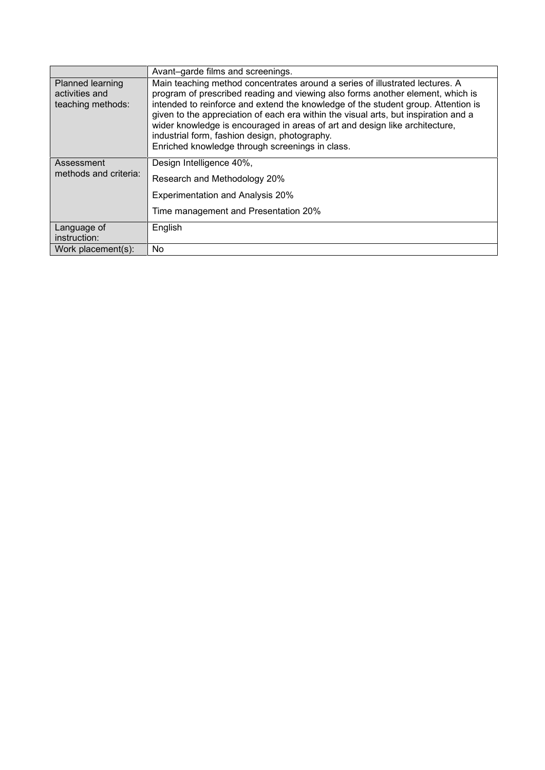| | |
|---|---|
| | Avant–garde films and screenings. |
| Planned learning activities and teaching methods: | Main teaching method concentrates around a series of illustrated lectures. A program of prescribed reading and viewing also forms another element, which is intended to reinforce and extend the knowledge of the student group. Attention is given to the appreciation of each era within the visual arts, but inspiration and a wider knowledge is encouraged in areas of art and design like architecture, industrial form, fashion design, photography.<br>Enriched knowledge through screenings in class. |
| Assessment methods and criteria: | Design Intelligence 40%,<br>Research and Methodology 20%<br>Experimentation and Analysis 20%<br>Time management and Presentation 20% |
| Language of instruction: | English |
| Work placement(s): | No |